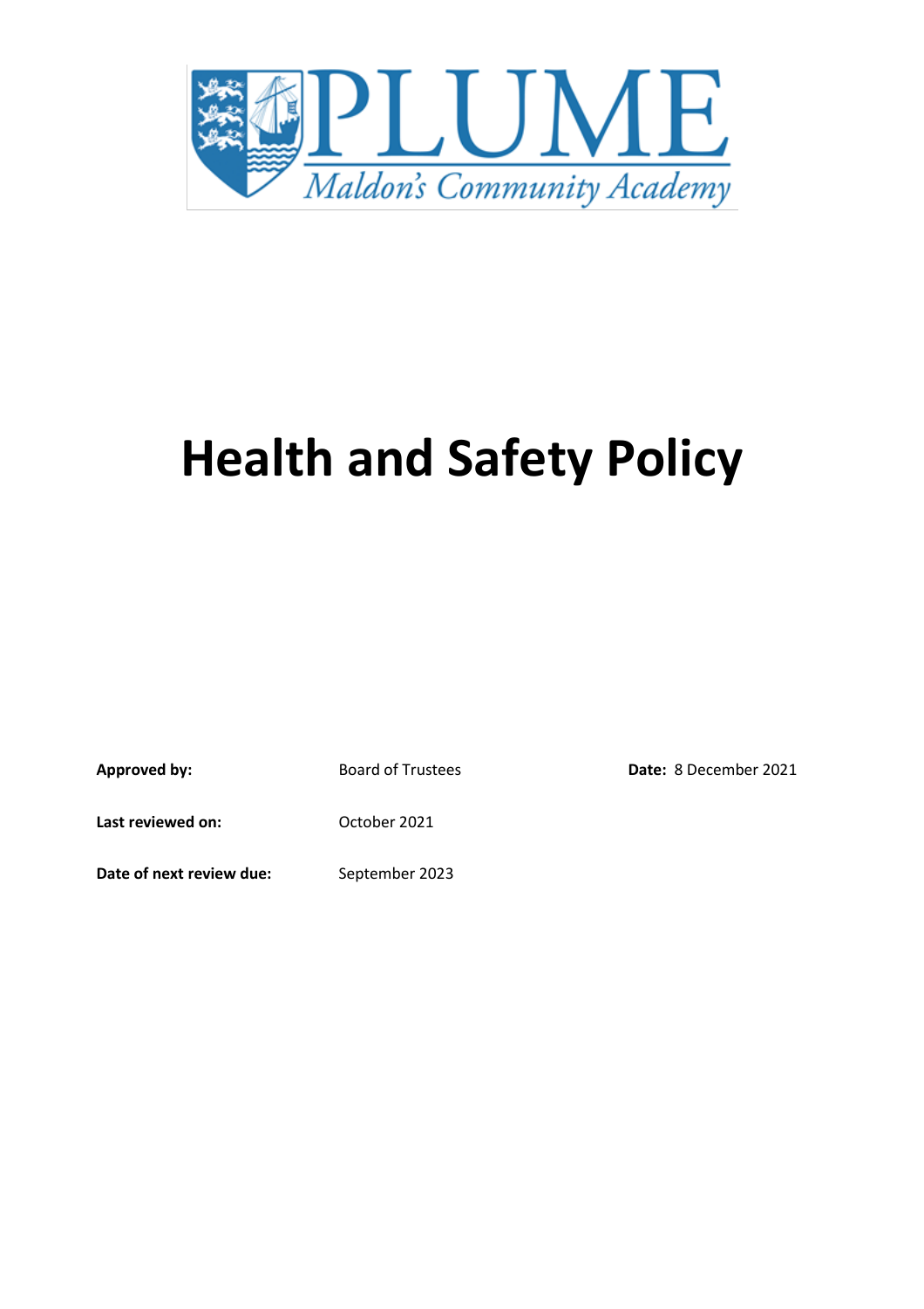PLUME

Maldon's Community Academy

# Health and Safety Policy

| | | |
|---|---|---|
| **Approved by:** | Board of Trustees | **Date:** 8 December 2021 |
| **Last reviewed on:** | October 2021 | |
| **Date of next review due:** | September 2023 | |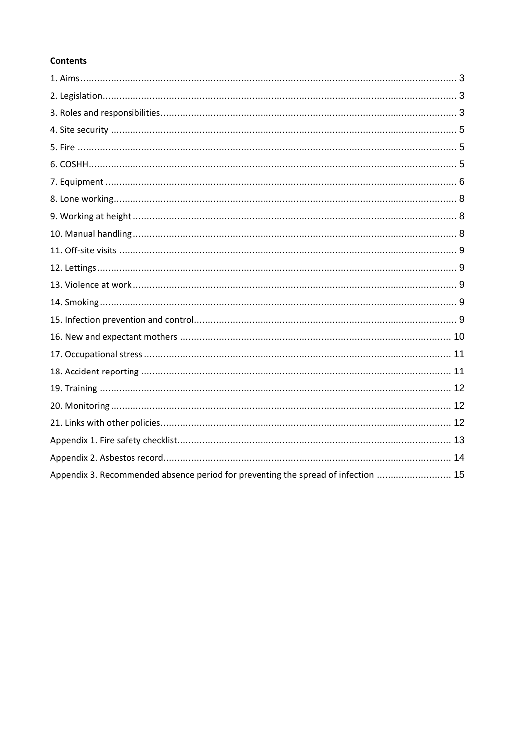**Contents**

1. Aims ... 3
2. Legislation ... 3
3. Roles and responsibilities ... 3
4. Site security ... 5
5. Fire ... 5
6. COSHH ... 5
7. Equipment ... 6
8. Lone working ... 8
9. Working at height ... 8
10. Manual handling ... 8
11. Off-site visits ... 9
12. Lettings ... 9
13. Violence at work ... 9
14. Smoking ... 9
15. Infection prevention and control ... 9
16. New and expectant mothers ... 10
17. Occupational stress ... 11
18. Accident reporting ... 11
19. Training ... 12
20. Monitoring ... 12
21. Links with other policies ... 12

Appendix 1. Fire safety checklist ... 13

Appendix 2. Asbestos record ... 14

Appendix 3. Recommended absence period for preventing the spread of infection ... 15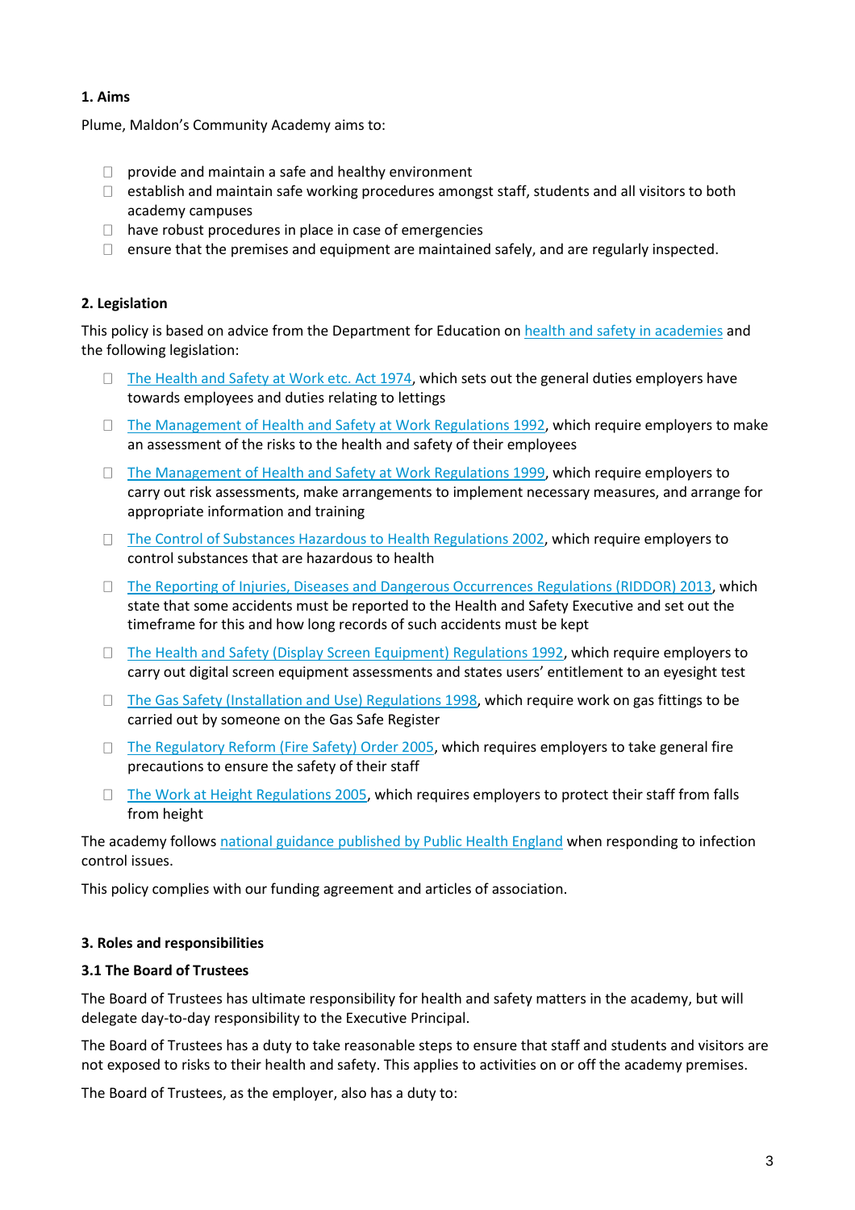## 1. Aims

Plume, Maldon's Community Academy aims to:

- provide and maintain a safe and healthy environment
- establish and maintain safe working procedures amongst staff, students and all visitors to both academy campuses
- have robust procedures in place in case of emergencies
- ensure that the premises and equipment are maintained safely, and are regularly inspected.

## 2. Legislation

This policy is based on advice from the Department for Education on [health and safety in academies]() and the following legislation:

- [The Health and Safety at Work etc. Act 1974](), which sets out the general duties employers have towards employees and duties relating to lettings
- [The Management of Health and Safety at Work Regulations 1992](), which require employers to make an assessment of the risks to the health and safety of their employees
- [The Management of Health and Safety at Work Regulations 1999](), which require employers to carry out risk assessments, make arrangements to implement necessary measures, and arrange for appropriate information and training
- [The Control of Substances Hazardous to Health Regulations 2002](), which require employers to control substances that are hazardous to health
- [The Reporting of Injuries, Diseases and Dangerous Occurrences Regulations (RIDDOR) 2013](), which state that some accidents must be reported to the Health and Safety Executive and set out the timeframe for this and how long records of such accidents must be kept
- [The Health and Safety (Display Screen Equipment) Regulations 1992](), which require employers to carry out digital screen equipment assessments and states users' entitlement to an eyesight test
- [The Gas Safety (Installation and Use) Regulations 1998](), which require work on gas fittings to be carried out by someone on the Gas Safe Register
- [The Regulatory Reform (Fire Safety) Order 2005](), which requires employers to take general fire precautions to ensure the safety of their staff
- [The Work at Height Regulations 2005](), which requires employers to protect their staff from falls from height

The academy follows [national guidance published by Public Health England]() when responding to infection control issues.

This policy complies with our funding agreement and articles of association.

## 3. Roles and responsibilities

### 3.1 The Board of Trustees

The Board of Trustees has ultimate responsibility for health and safety matters in the academy, but will delegate day-to-day responsibility to the Executive Principal.

The Board of Trustees has a duty to take reasonable steps to ensure that staff and students and visitors are not exposed to risks to their health and safety. This applies to activities on or off the academy premises.

The Board of Trustees, as the employer, also has a duty to: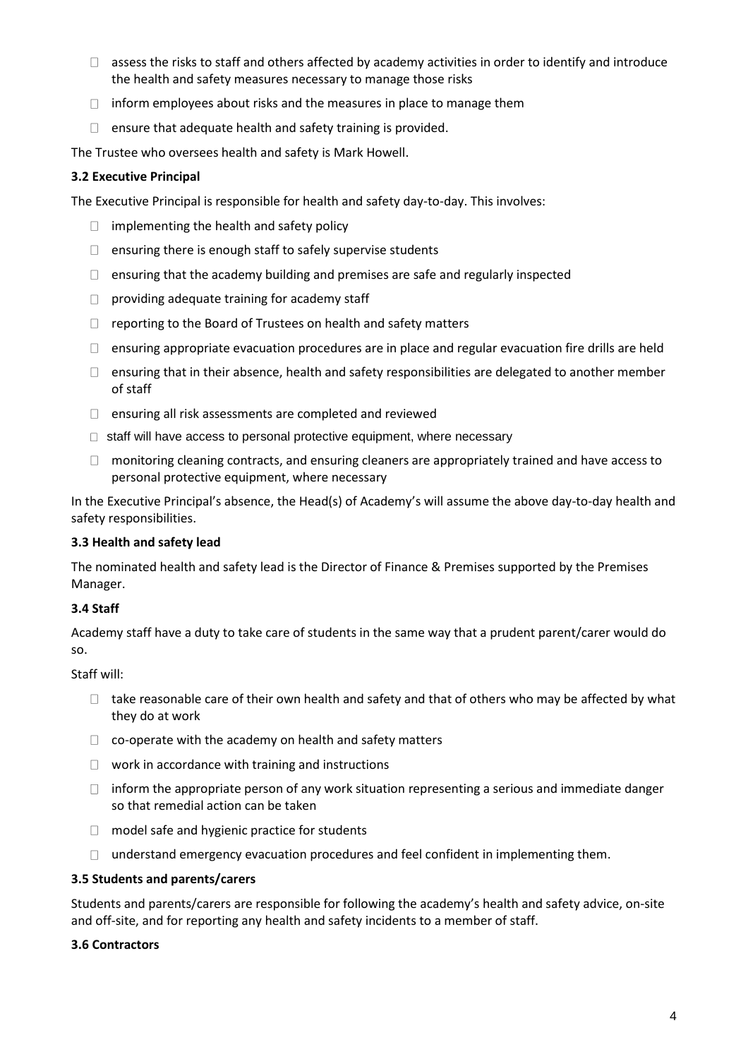- assess the risks to staff and others affected by academy activities in order to identify and introduce the health and safety measures necessary to manage those risks
- inform employees about risks and the measures in place to manage them
- ensure that adequate health and safety training is provided.

The Trustee who oversees health and safety is Mark Howell.

**3.2 Executive Principal**

The Executive Principal is responsible for health and safety day-to-day. This involves:

- implementing the health and safety policy
- ensuring there is enough staff to safely supervise students
- ensuring that the academy building and premises are safe and regularly inspected
- providing adequate training for academy staff
- reporting to the Board of Trustees on health and safety matters
- ensuring appropriate evacuation procedures are in place and regular evacuation fire drills are held
- ensuring that in their absence, health and safety responsibilities are delegated to another member of staff
- ensuring all risk assessments are completed and reviewed
- staff will have access to personal protective equipment, where necessary
- monitoring cleaning contracts, and ensuring cleaners are appropriately trained and have access to personal protective equipment, where necessary

In the Executive Principal's absence, the Head(s) of Academy's will assume the above day-to-day health and safety responsibilities.

**3.3 Health and safety lead**

The nominated health and safety lead is the Director of Finance & Premises supported by the Premises Manager.

**3.4 Staff**

Academy staff have a duty to take care of students in the same way that a prudent parent/carer would do so.

Staff will:

- take reasonable care of their own health and safety and that of others who may be affected by what they do at work
- co-operate with the academy on health and safety matters
- work in accordance with training and instructions
- inform the appropriate person of any work situation representing a serious and immediate danger so that remedial action can be taken
- model safe and hygienic practice for students
- understand emergency evacuation procedures and feel confident in implementing them.

**3.5 Students and parents/carers**

Students and parents/carers are responsible for following the academy's health and safety advice, on-site and off-site, and for reporting any health and safety incidents to a member of staff.

**3.6 Contractors**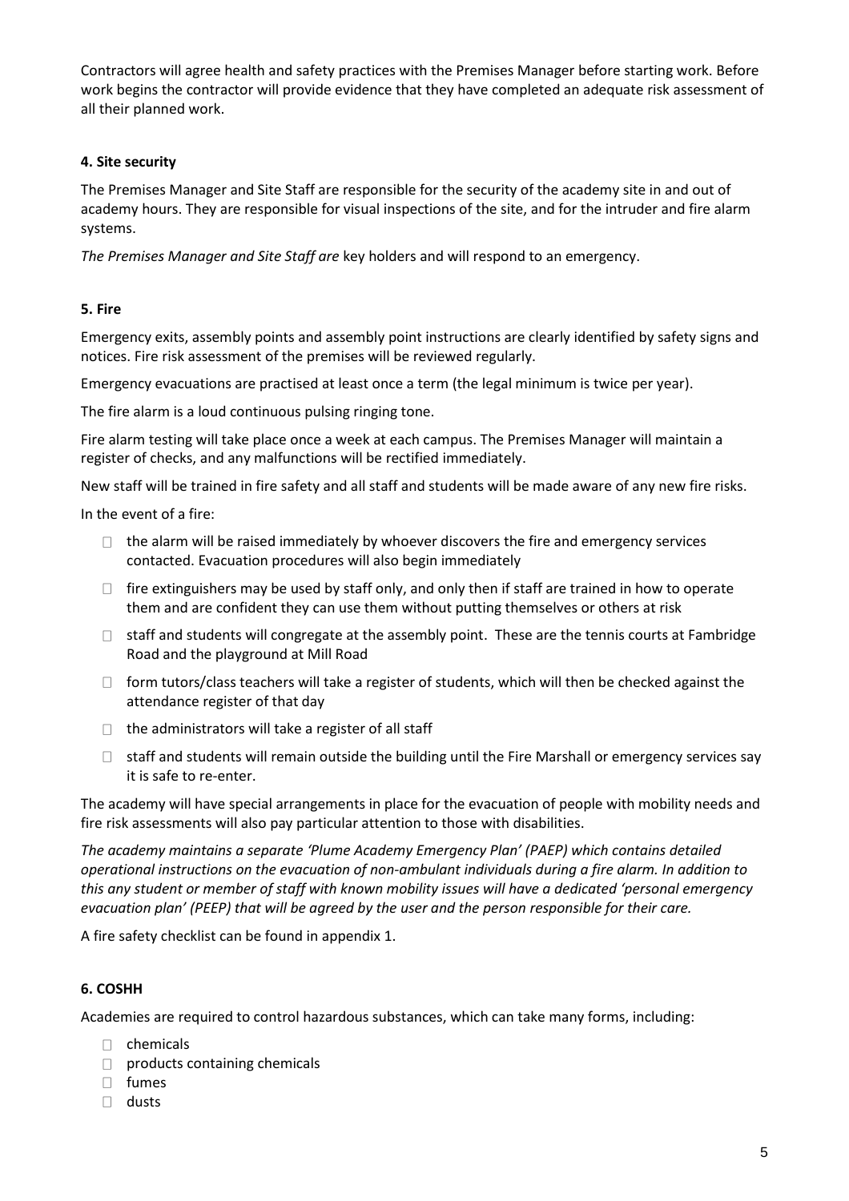Contractors will agree health and safety practices with the Premises Manager before starting work. Before work begins the contractor will provide evidence that they have completed an adequate risk assessment of all their planned work.

#### 4. Site security

The Premises Manager and Site Staff are responsible for the security of the academy site in and out of academy hours. They are responsible for visual inspections of the site, and for the intruder and fire alarm systems.

*The Premises Manager and Site Staff are* key holders and will respond to an emergency.

#### 5. Fire

Emergency exits, assembly points and assembly point instructions are clearly identified by safety signs and notices. Fire risk assessment of the premises will be reviewed regularly.

Emergency evacuations are practised at least once a term (the legal minimum is twice per year).

The fire alarm is a loud continuous pulsing ringing tone.

Fire alarm testing will take place once a week at each campus. The Premises Manager will maintain a register of checks, and any malfunctions will be rectified immediately.

New staff will be trained in fire safety and all staff and students will be made aware of any new fire risks.

In the event of a fire:

- the alarm will be raised immediately by whoever discovers the fire and emergency services contacted. Evacuation procedures will also begin immediately
- fire extinguishers may be used by staff only, and only then if staff are trained in how to operate them and are confident they can use them without putting themselves or others at risk
- staff and students will congregate at the assembly point. These are the tennis courts at Fambridge Road and the playground at Mill Road
- form tutors/class teachers will take a register of students, which will then be checked against the attendance register of that day
- the administrators will take a register of all staff
- staff and students will remain outside the building until the Fire Marshall or emergency services say it is safe to re-enter.

The academy will have special arrangements in place for the evacuation of people with mobility needs and fire risk assessments will also pay particular attention to those with disabilities.

*The academy maintains a separate 'Plume Academy Emergency Plan' (PAEP) which contains detailed operational instructions on the evacuation of non-ambulant individuals during a fire alarm. In addition to this any student or member of staff with known mobility issues will have a dedicated 'personal emergency evacuation plan' (PEEP) that will be agreed by the user and the person responsible for their care.*

A fire safety checklist can be found in appendix 1.

#### 6. COSHH

Academies are required to control hazardous substances, which can take many forms, including:

- chemicals
- products containing chemicals
- fumes
- dusts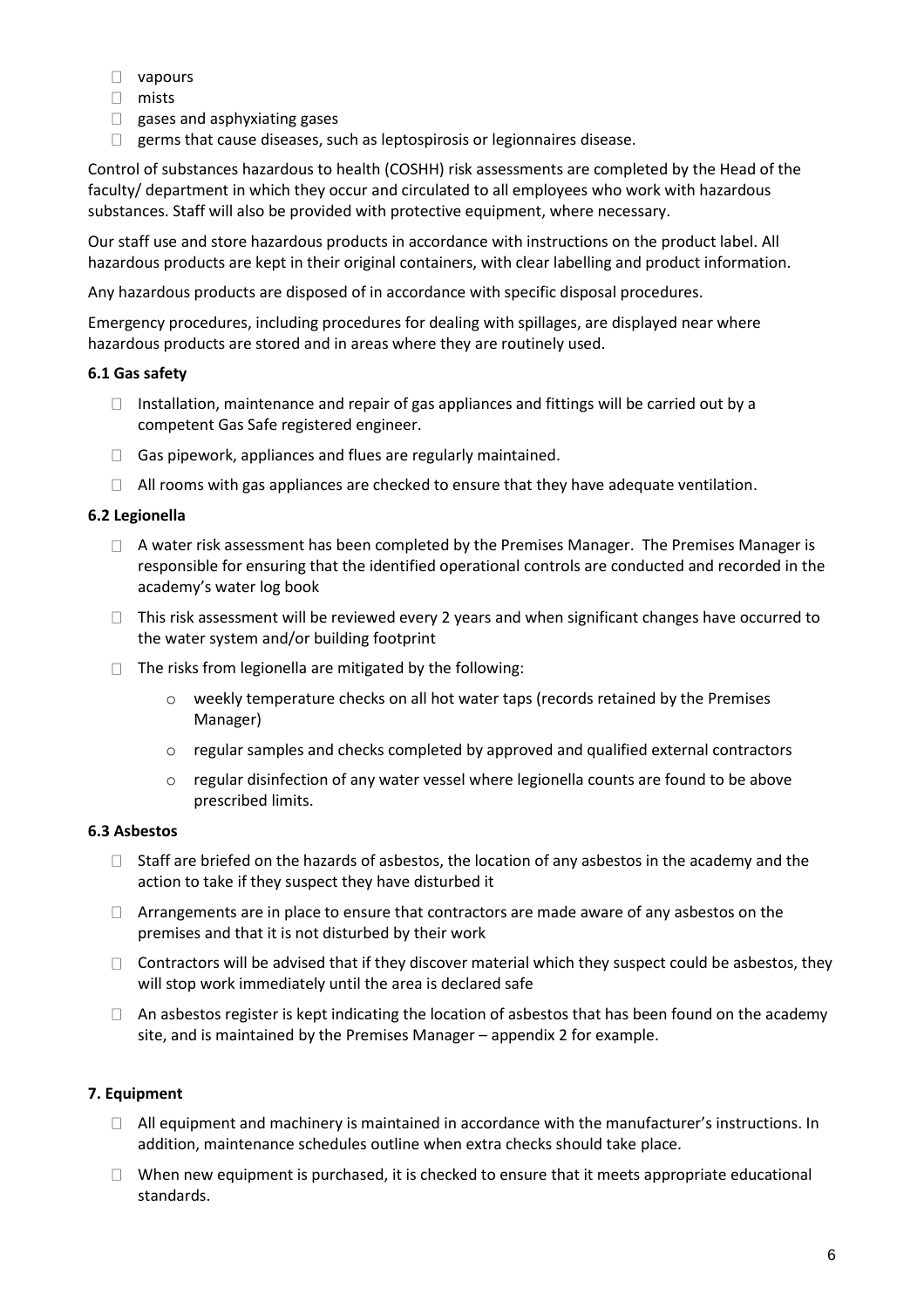- vapours
- mists
- gases and asphyxiating gases
- germs that cause diseases, such as leptospirosis or legionnaires disease.

Control of substances hazardous to health (COSHH) risk assessments are completed by the Head of the faculty/ department in which they occur and circulated to all employees who work with hazardous substances. Staff will also be provided with protective equipment, where necessary.

Our staff use and store hazardous products in accordance with instructions on the product label. All hazardous products are kept in their original containers, with clear labelling and product information.

Any hazardous products are disposed of in accordance with specific disposal procedures.

Emergency procedures, including procedures for dealing with spillages, are displayed near where hazardous products are stored and in areas where they are routinely used.

### 6.1 Gas safety

- Installation, maintenance and repair of gas appliances and fittings will be carried out by a competent Gas Safe registered engineer.
- Gas pipework, appliances and flues are regularly maintained.
- All rooms with gas appliances are checked to ensure that they have adequate ventilation.

### 6.2 Legionella

- A water risk assessment has been completed by the Premises Manager. The Premises Manager is responsible for ensuring that the identified operational controls are conducted and recorded in the academy's water log book
- This risk assessment will be reviewed every 2 years and when significant changes have occurred to the water system and/or building footprint
- The risks from legionella are mitigated by the following:
  - weekly temperature checks on all hot water taps (records retained by the Premises Manager)
  - regular samples and checks completed by approved and qualified external contractors
  - regular disinfection of any water vessel where legionella counts are found to be above prescribed limits.

### 6.3 Asbestos

- Staff are briefed on the hazards of asbestos, the location of any asbestos in the academy and the action to take if they suspect they have disturbed it
- Arrangements are in place to ensure that contractors are made aware of any asbestos on the premises and that it is not disturbed by their work
- Contractors will be advised that if they discover material which they suspect could be asbestos, they will stop work immediately until the area is declared safe
- An asbestos register is kept indicating the location of asbestos that has been found on the academy site, and is maintained by the Premises Manager – appendix 2 for example.

## 7. Equipment

- All equipment and machinery is maintained in accordance with the manufacturer's instructions. In addition, maintenance schedules outline when extra checks should take place.
- When new equipment is purchased, it is checked to ensure that it meets appropriate educational standards.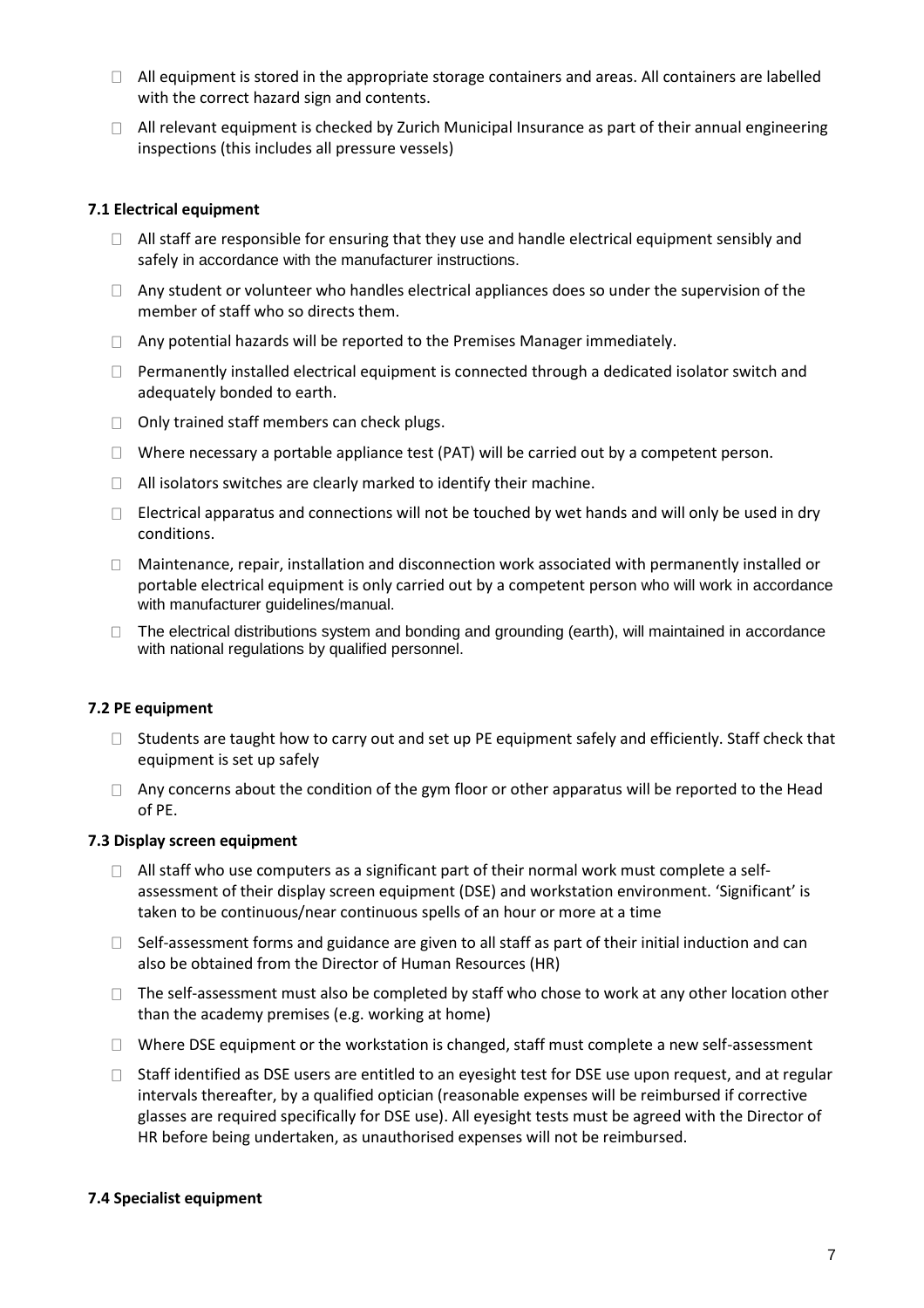- All equipment is stored in the appropriate storage containers and areas. All containers are labelled with the correct hazard sign and contents.
- All relevant equipment is checked by Zurich Municipal Insurance as part of their annual engineering inspections (this includes all pressure vessels)

**7.1 Electrical equipment**

- All staff are responsible for ensuring that they use and handle electrical equipment sensibly and safely in accordance with the manufacturer instructions.
- Any student or volunteer who handles electrical appliances does so under the supervision of the member of staff who so directs them.
- Any potential hazards will be reported to the Premises Manager immediately.
- Permanently installed electrical equipment is connected through a dedicated isolator switch and adequately bonded to earth.
- Only trained staff members can check plugs.
- Where necessary a portable appliance test (PAT) will be carried out by a competent person.
- All isolators switches are clearly marked to identify their machine.
- Electrical apparatus and connections will not be touched by wet hands and will only be used in dry conditions.
- Maintenance, repair, installation and disconnection work associated with permanently installed or portable electrical equipment is only carried out by a competent person who will work in accordance with manufacturer guidelines/manual.
- The electrical distributions system and bonding and grounding (earth), will maintained in accordance with national regulations by qualified personnel.

**7.2 PE equipment**

- Students are taught how to carry out and set up PE equipment safely and efficiently. Staff check that equipment is set up safely
- Any concerns about the condition of the gym floor or other apparatus will be reported to the Head of PE.

**7.3 Display screen equipment**

- All staff who use computers as a significant part of their normal work must complete a self-assessment of their display screen equipment (DSE) and workstation environment. 'Significant' is taken to be continuous/near continuous spells of an hour or more at a time
- Self-assessment forms and guidance are given to all staff as part of their initial induction and can also be obtained from the Director of Human Resources (HR)
- The self-assessment must also be completed by staff who chose to work at any other location other than the academy premises (e.g. working at home)
- Where DSE equipment or the workstation is changed, staff must complete a new self-assessment
- Staff identified as DSE users are entitled to an eyesight test for DSE use upon request, and at regular intervals thereafter, by a qualified optician (reasonable expenses will be reimbursed if corrective glasses are required specifically for DSE use). All eyesight tests must be agreed with the Director of HR before being undertaken, as unauthorised expenses will not be reimbursed.

**7.4 Specialist equipment**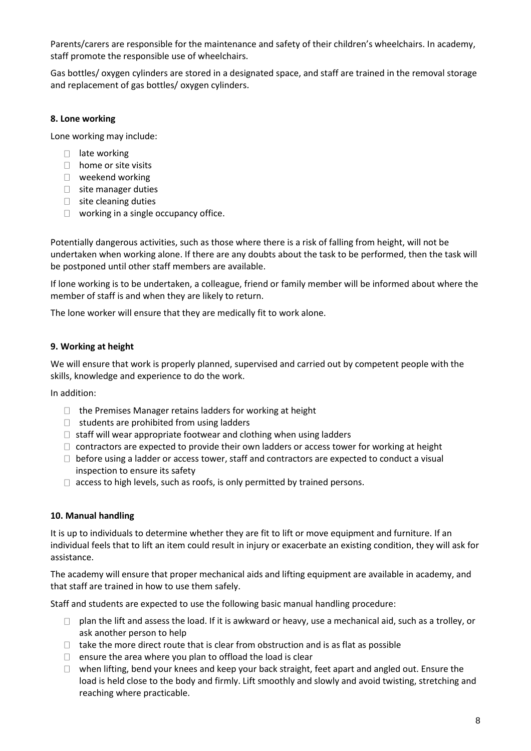Parents/carers are responsible for the maintenance and safety of their children's wheelchairs. In academy, staff promote the responsible use of wheelchairs.

Gas bottles/ oxygen cylinders are stored in a designated space, and staff are trained in the removal storage and replacement of gas bottles/ oxygen cylinders.

**8. Lone working**

Lone working may include:

- late working
- home or site visits
- weekend working
- site manager duties
- site cleaning duties
- working in a single occupancy office.

Potentially dangerous activities, such as those where there is a risk of falling from height, will not be undertaken when working alone. If there are any doubts about the task to be performed, then the task will be postponed until other staff members are available.

If lone working is to be undertaken, a colleague, friend or family member will be informed about where the member of staff is and when they are likely to return.

The lone worker will ensure that they are medically fit to work alone.

**9. Working at height**

We will ensure that work is properly planned, supervised and carried out by competent people with the skills, knowledge and experience to do the work.

In addition:

- the Premises Manager retains ladders for working at height
- students are prohibited from using ladders
- staff will wear appropriate footwear and clothing when using ladders
- contractors are expected to provide their own ladders or access tower for working at height
- before using a ladder or access tower, staff and contractors are expected to conduct a visual inspection to ensure its safety
- access to high levels, such as roofs, is only permitted by trained persons.

**10. Manual handling**

It is up to individuals to determine whether they are fit to lift or move equipment and furniture. If an individual feels that to lift an item could result in injury or exacerbate an existing condition, they will ask for assistance.

The academy will ensure that proper mechanical aids and lifting equipment are available in academy, and that staff are trained in how to use them safely.

Staff and students are expected to use the following basic manual handling procedure:

- plan the lift and assess the load. If it is awkward or heavy, use a mechanical aid, such as a trolley, or ask another person to help
- take the more direct route that is clear from obstruction and is as flat as possible
- ensure the area where you plan to offload the load is clear
- when lifting, bend your knees and keep your back straight, feet apart and angled out. Ensure the load is held close to the body and firmly. Lift smoothly and slowly and avoid twisting, stretching and reaching where practicable.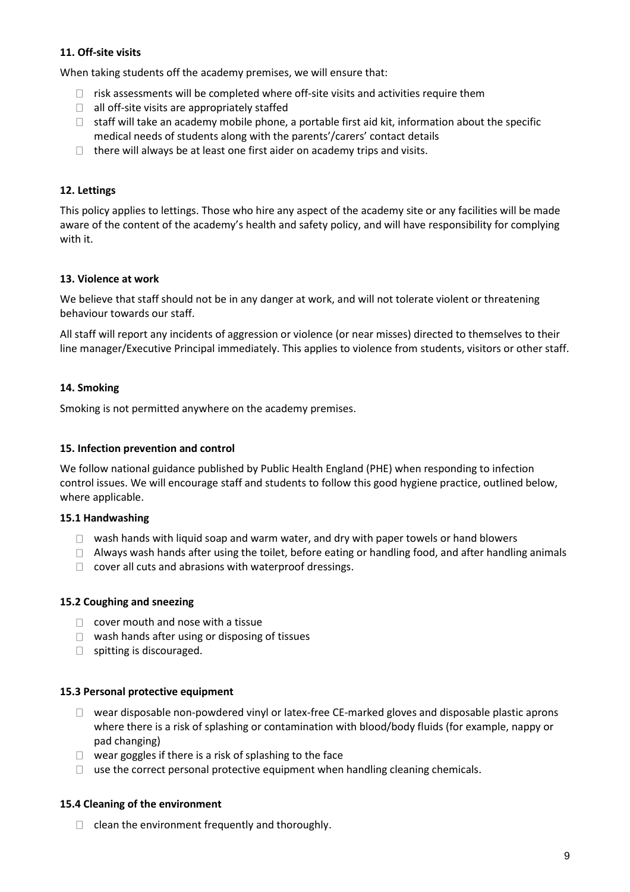### 11. Off-site visits

When taking students off the academy premises, we will ensure that:

- risk assessments will be completed where off-site visits and activities require them
- all off-site visits are appropriately staffed
- staff will take an academy mobile phone, a portable first aid kit, information about the specific medical needs of students along with the parents'/carers' contact details
- there will always be at least one first aider on academy trips and visits.

### 12. Lettings

This policy applies to lettings. Those who hire any aspect of the academy site or any facilities will be made aware of the content of the academy's health and safety policy, and will have responsibility for complying with it.

### 13. Violence at work

We believe that staff should not be in any danger at work, and will not tolerate violent or threatening behaviour towards our staff.

All staff will report any incidents of aggression or violence (or near misses) directed to themselves to their line manager/Executive Principal immediately. This applies to violence from students, visitors or other staff.

### 14. Smoking

Smoking is not permitted anywhere on the academy premises.

### 15. Infection prevention and control

We follow national guidance published by Public Health England (PHE) when responding to infection control issues. We will encourage staff and students to follow this good hygiene practice, outlined below, where applicable.

#### 15.1 Handwashing

- wash hands with liquid soap and warm water, and dry with paper towels or hand blowers
- Always wash hands after using the toilet, before eating or handling food, and after handling animals
- cover all cuts and abrasions with waterproof dressings.

#### 15.2 Coughing and sneezing

- cover mouth and nose with a tissue
- wash hands after using or disposing of tissues
- spitting is discouraged.

#### 15.3 Personal protective equipment

- wear disposable non-powdered vinyl or latex-free CE-marked gloves and disposable plastic aprons where there is a risk of splashing or contamination with blood/body fluids (for example, nappy or pad changing)
- wear goggles if there is a risk of splashing to the face
- use the correct personal protective equipment when handling cleaning chemicals.

#### 15.4 Cleaning of the environment

- clean the environment frequently and thoroughly.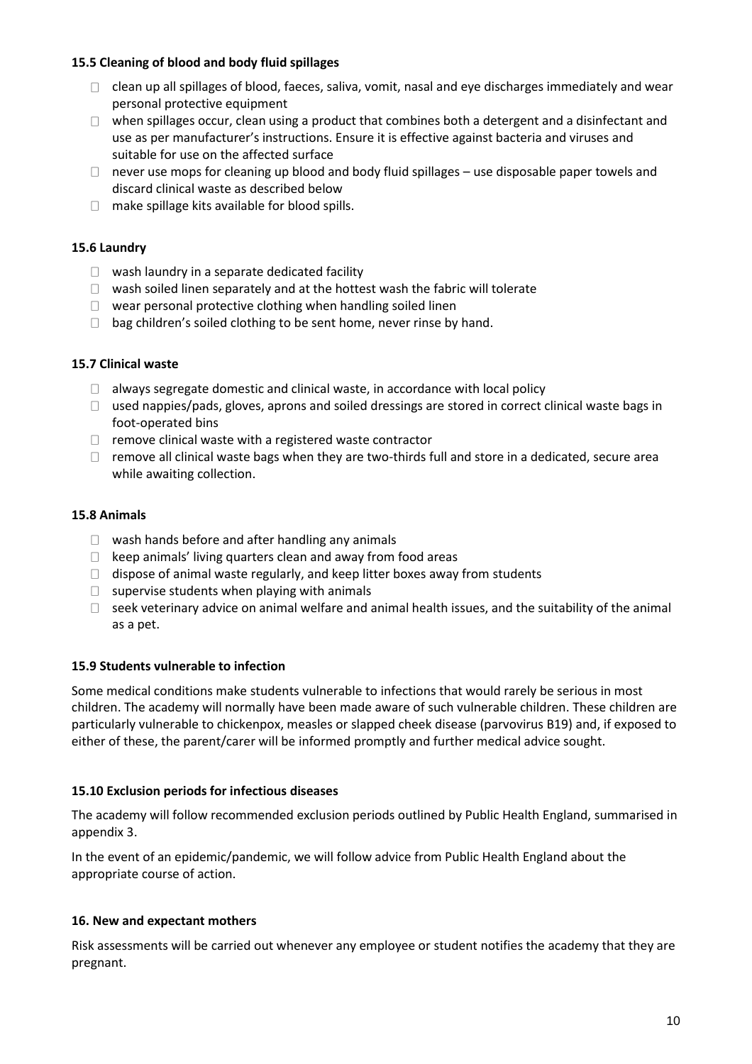#### 15.5 Cleaning of blood and body fluid spillages

- clean up all spillages of blood, faeces, saliva, vomit, nasal and eye discharges immediately and wear personal protective equipment
- when spillages occur, clean using a product that combines both a detergent and a disinfectant and use as per manufacturer's instructions. Ensure it is effective against bacteria and viruses and suitable for use on the affected surface
- never use mops for cleaning up blood and body fluid spillages – use disposable paper towels and discard clinical waste as described below
- make spillage kits available for blood spills.

#### 15.6 Laundry

- wash laundry in a separate dedicated facility
- wash soiled linen separately and at the hottest wash the fabric will tolerate
- wear personal protective clothing when handling soiled linen
- bag children's soiled clothing to be sent home, never rinse by hand.

#### 15.7 Clinical waste

- always segregate domestic and clinical waste, in accordance with local policy
- used nappies/pads, gloves, aprons and soiled dressings are stored in correct clinical waste bags in foot-operated bins
- remove clinical waste with a registered waste contractor
- remove all clinical waste bags when they are two-thirds full and store in a dedicated, secure area while awaiting collection.

#### 15.8 Animals

- wash hands before and after handling any animals
- keep animals' living quarters clean and away from food areas
- dispose of animal waste regularly, and keep litter boxes away from students
- supervise students when playing with animals
- seek veterinary advice on animal welfare and animal health issues, and the suitability of the animal as a pet.

#### 15.9 Students vulnerable to infection

Some medical conditions make students vulnerable to infections that would rarely be serious in most children. The academy will normally have been made aware of such vulnerable children. These children are particularly vulnerable to chickenpox, measles or slapped cheek disease (parvovirus B19) and, if exposed to either of these, the parent/carer will be informed promptly and further medical advice sought.

#### 15.10 Exclusion periods for infectious diseases

The academy will follow recommended exclusion periods outlined by Public Health England, summarised in appendix 3.

In the event of an epidemic/pandemic, we will follow advice from Public Health England about the appropriate course of action.

### 16. New and expectant mothers

Risk assessments will be carried out whenever any employee or student notifies the academy that they are pregnant.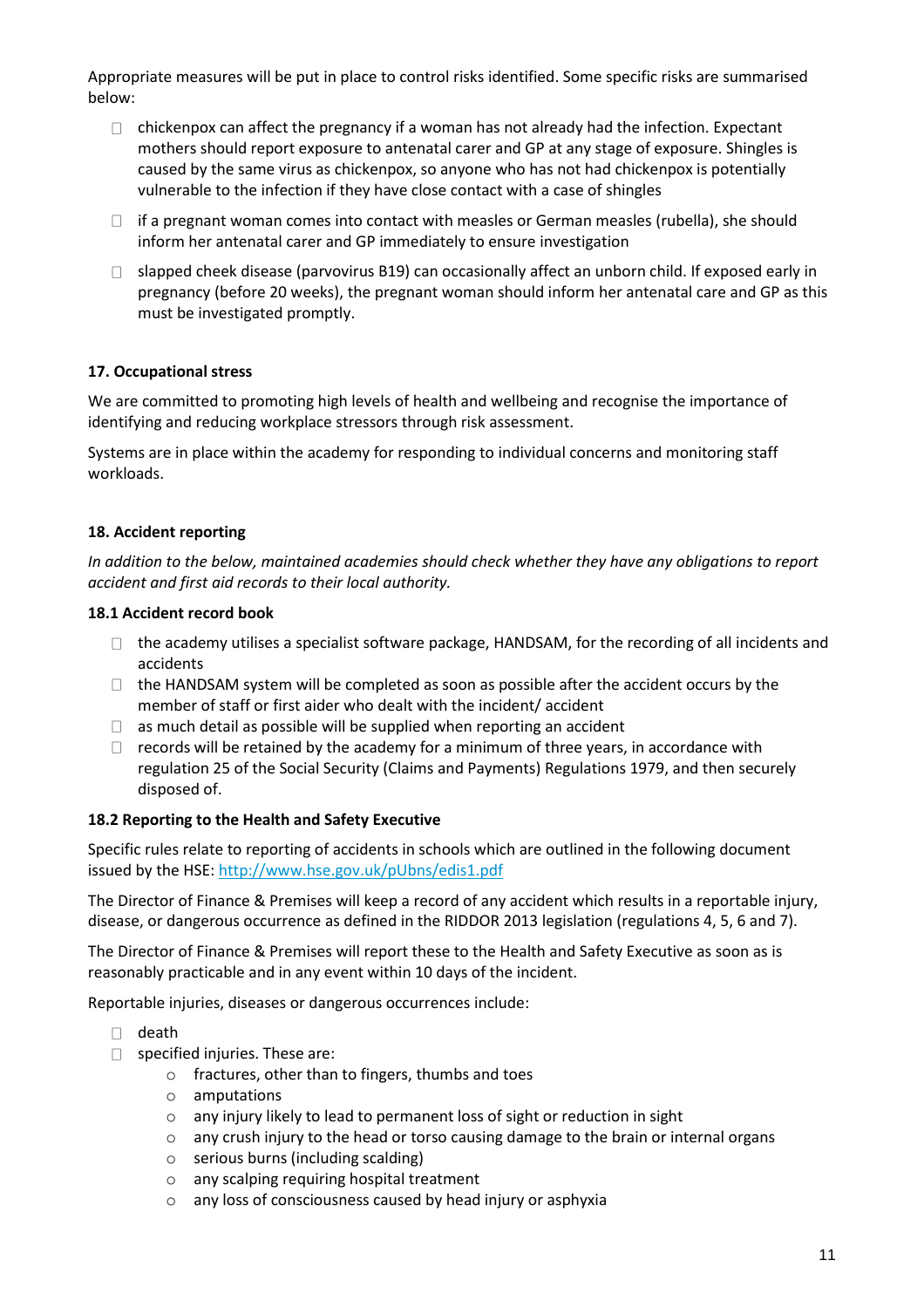Appropriate measures will be put in place to control risks identified. Some specific risks are summarised below:

- chickenpox can affect the pregnancy if a woman has not already had the infection. Expectant mothers should report exposure to antenatal carer and GP at any stage of exposure. Shingles is caused by the same virus as chickenpox, so anyone who has not had chickenpox is potentially vulnerable to the infection if they have close contact with a case of shingles
- if a pregnant woman comes into contact with measles or German measles (rubella), she should inform her antenatal carer and GP immediately to ensure investigation
- slapped cheek disease (parvovirus B19) can occasionally affect an unborn child. If exposed early in pregnancy (before 20 weeks), the pregnant woman should inform her antenatal care and GP as this must be investigated promptly.

### 17. Occupational stress

We are committed to promoting high levels of health and wellbeing and recognise the importance of identifying and reducing workplace stressors through risk assessment.

Systems are in place within the academy for responding to individual concerns and monitoring staff workloads.

### 18. Accident reporting

*In addition to the below, maintained academies should check whether they have any obligations to report accident and first aid records to their local authority.*

#### 18.1 Accident record book

- the academy utilises a specialist software package, HANDSAM, for the recording of all incidents and accidents
- the HANDSAM system will be completed as soon as possible after the accident occurs by the member of staff or first aider who dealt with the incident/ accident
- as much detail as possible will be supplied when reporting an accident
- records will be retained by the academy for a minimum of three years, in accordance with regulation 25 of the Social Security (Claims and Payments) Regulations 1979, and then securely disposed of.

#### 18.2 Reporting to the Health and Safety Executive

Specific rules relate to reporting of accidents in schools which are outlined in the following document issued by the HSE: http://www.hse.gov.uk/pUbns/edis1.pdf

The Director of Finance & Premises will keep a record of any accident which results in a reportable injury, disease, or dangerous occurrence as defined in the RIDDOR 2013 legislation (regulations 4, 5, 6 and 7).

The Director of Finance & Premises will report these to the Health and Safety Executive as soon as is reasonably practicable and in any event within 10 days of the incident.

Reportable injuries, diseases or dangerous occurrences include:

- death
- specified injuries. These are:
  - fractures, other than to fingers, thumbs and toes
  - amputations
  - any injury likely to lead to permanent loss of sight or reduction in sight
  - any crush injury to the head or torso causing damage to the brain or internal organs
  - serious burns (including scalding)
  - any scalping requiring hospital treatment
  - any loss of consciousness caused by head injury or asphyxia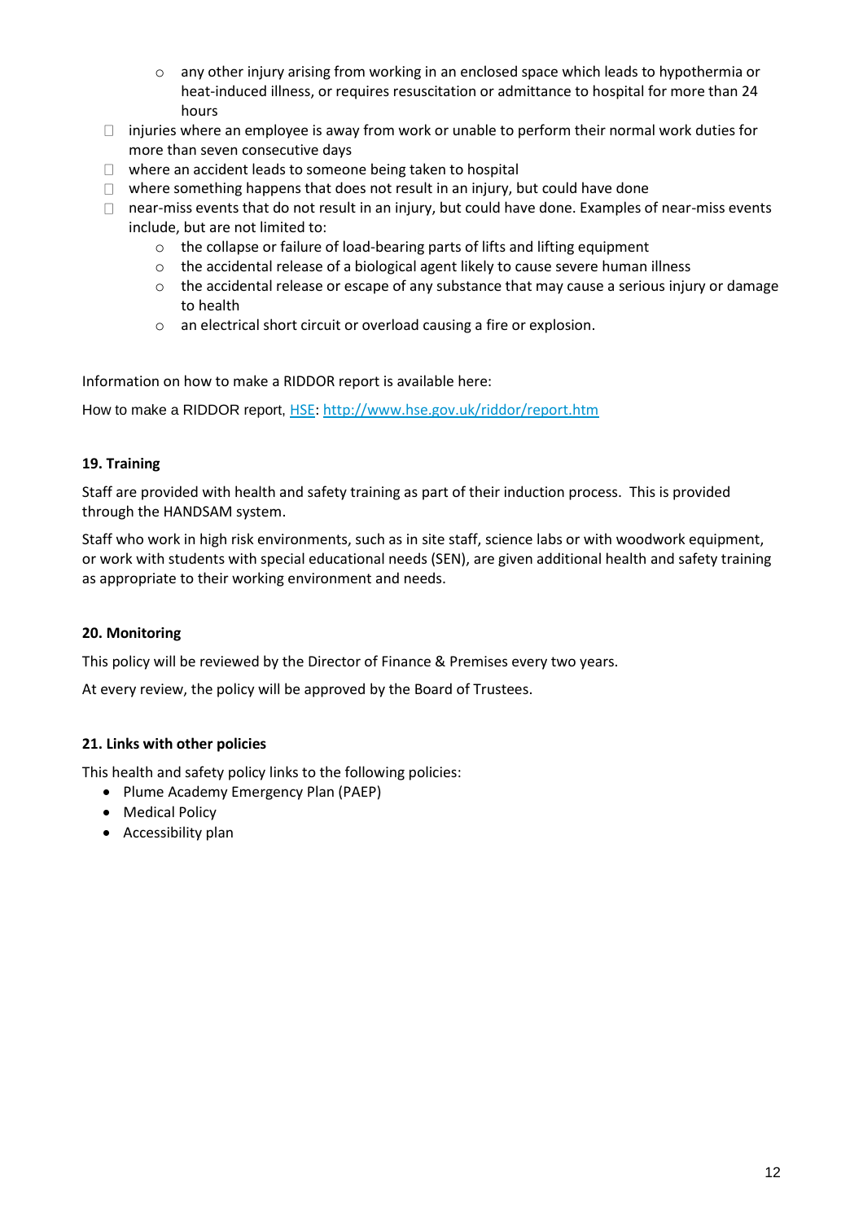- any other injury arising from working in an enclosed space which leads to hypothermia or heat-induced illness, or requires resuscitation or admittance to hospital for more than 24 hours
- injuries where an employee is away from work or unable to perform their normal work duties for more than seven consecutive days
- where an accident leads to someone being taken to hospital
- where something happens that does not result in an injury, but could have done
- near-miss events that do not result in an injury, but could have done. Examples of near-miss events include, but are not limited to:
    - the collapse or failure of load-bearing parts of lifts and lifting equipment
    - the accidental release of a biological agent likely to cause severe human illness
    - the accidental release or escape of any substance that may cause a serious injury or damage to health
    - an electrical short circuit or overload causing a fire or explosion.

Information on how to make a RIDDOR report is available here:

How to make a RIDDOR report, [HSE](http://www.hse.gov.uk/riddor/report.htm): http://www.hse.gov.uk/riddor/report.htm

### 19. Training

Staff are provided with health and safety training as part of their induction process. This is provided through the HANDSAM system.

Staff who work in high risk environments, such as in site staff, science labs or with woodwork equipment, or work with students with special educational needs (SEN), are given additional health and safety training as appropriate to their working environment and needs.

### 20. Monitoring

This policy will be reviewed by the Director of Finance & Premises every two years.

At every review, the policy will be approved by the Board of Trustees.

### 21. Links with other policies

This health and safety policy links to the following policies:

- Plume Academy Emergency Plan (PAEP)
- Medical Policy
- Accessibility plan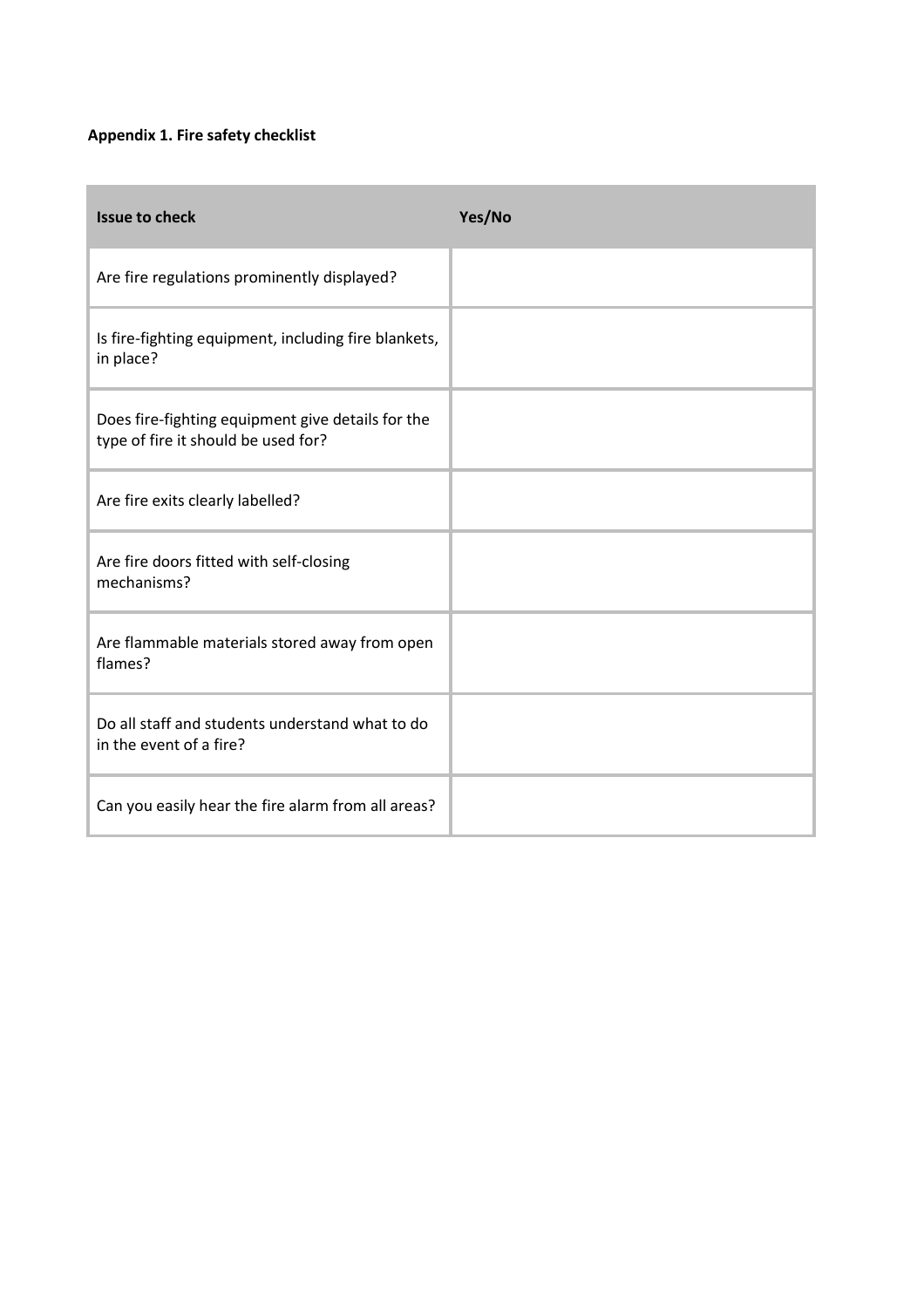**Appendix 1. Fire safety checklist**

| Issue to check | Yes/No |
| --- | --- |
| Are fire regulations prominently displayed? | |
| Is fire-fighting equipment, including fire blankets, in place? | |
| Does fire-fighting equipment give details for the type of fire it should be used for? | |
| Are fire exits clearly labelled? | |
| Are fire doors fitted with self-closing mechanisms? | |
| Are flammable materials stored away from open flames? | |
| Do all staff and students understand what to do in the event of a fire? | |
| Can you easily hear the fire alarm from all areas? | |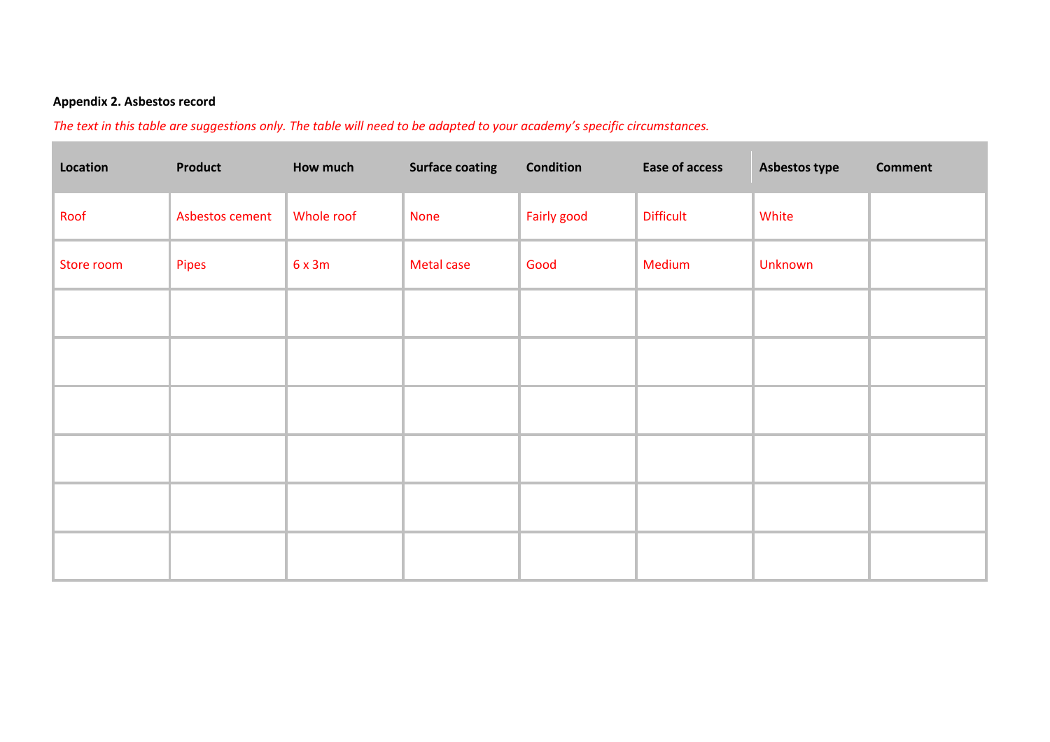**Appendix 2. Asbestos record**

*The text in this table are suggestions only. The table will need to be adapted to your academy's specific circumstances.*

| Location | Product | How much | Surface coating | Condition | Ease of access | Asbestos type | Comment |
|---|---|---|---|---|---|---|---|
| Roof | Asbestos cement | Whole roof | None | Fairly good | Difficult | White | |
| Store room | Pipes | 6 x 3m | Metal case | Good | Medium | Unknown | |
| | | | | | | | |
| | | | | | | | |
| | | | | | | | |
| | | | | | | | |
| | | | | | | | |
| | | | | | | | |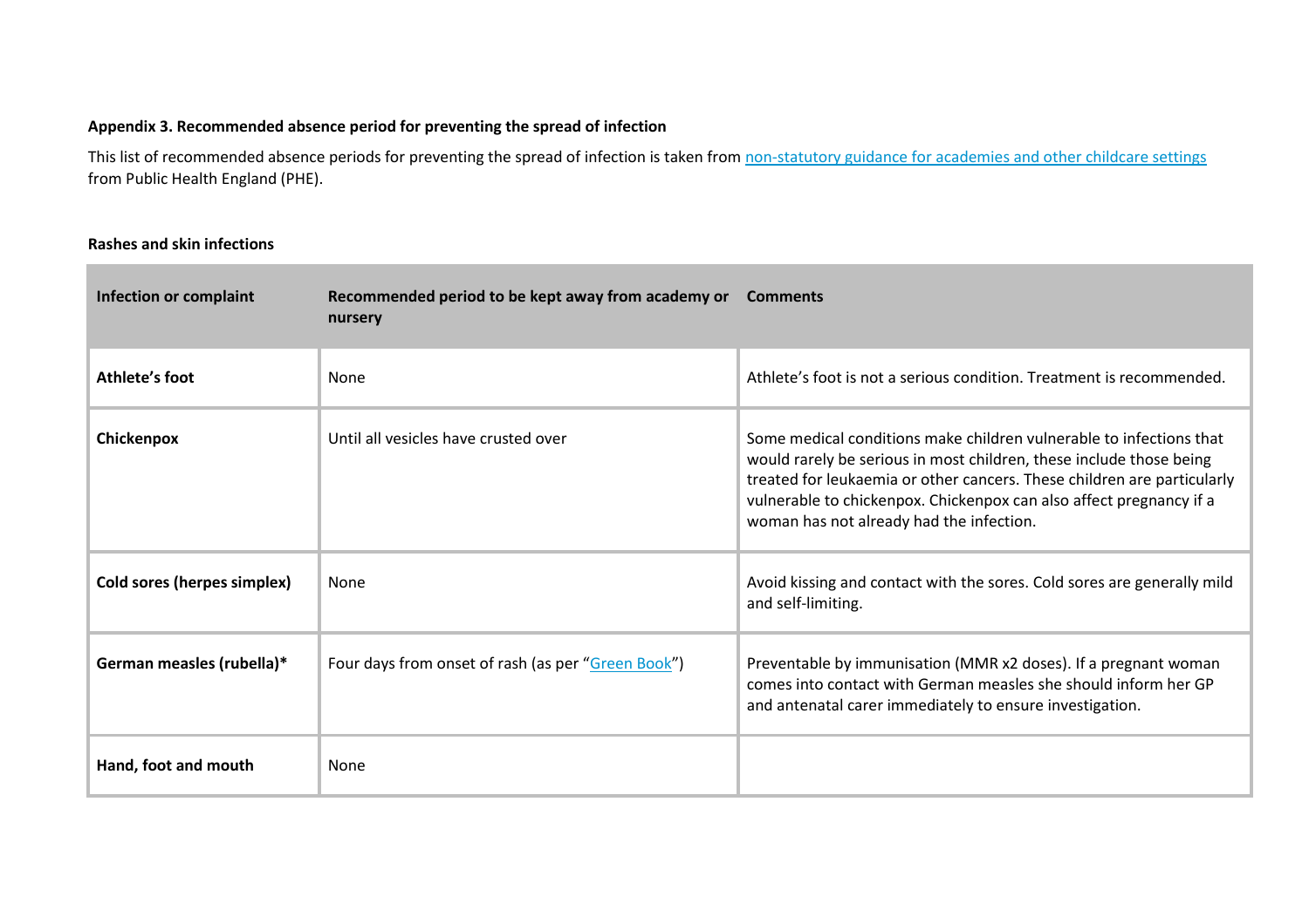**Appendix 3. Recommended absence period for preventing the spread of infection**

This list of recommended absence periods for preventing the spread of infection is taken from [non-statutory guidance for academies and other childcare settings]() from Public Health England (PHE).

**Rashes and skin infections**

| Infection or complaint | Recommended period to be kept away from academy or nursery | Comments |
|---|---|---|
| **Athlete's foot** | None | Athlete's foot is not a serious condition. Treatment is recommended. |
| **Chickenpox** | Until all vesicles have crusted over | Some medical conditions make children vulnerable to infections that would rarely be serious in most children, these include those being treated for leukaemia or other cancers. These children are particularly vulnerable to chickenpox. Chickenpox can also affect pregnancy if a woman has not already had the infection. |
| **Cold sores (herpes simplex)** | None | Avoid kissing and contact with the sores. Cold sores are generally mild and self-limiting. |
| **German measles (rubella)*** | Four days from onset of rash (as per "Green Book") | Preventable by immunisation (MMR x2 doses). If a pregnant woman comes into contact with German measles she should inform her GP and antenatal carer immediately to ensure investigation. |
| **Hand, foot and mouth** | None | |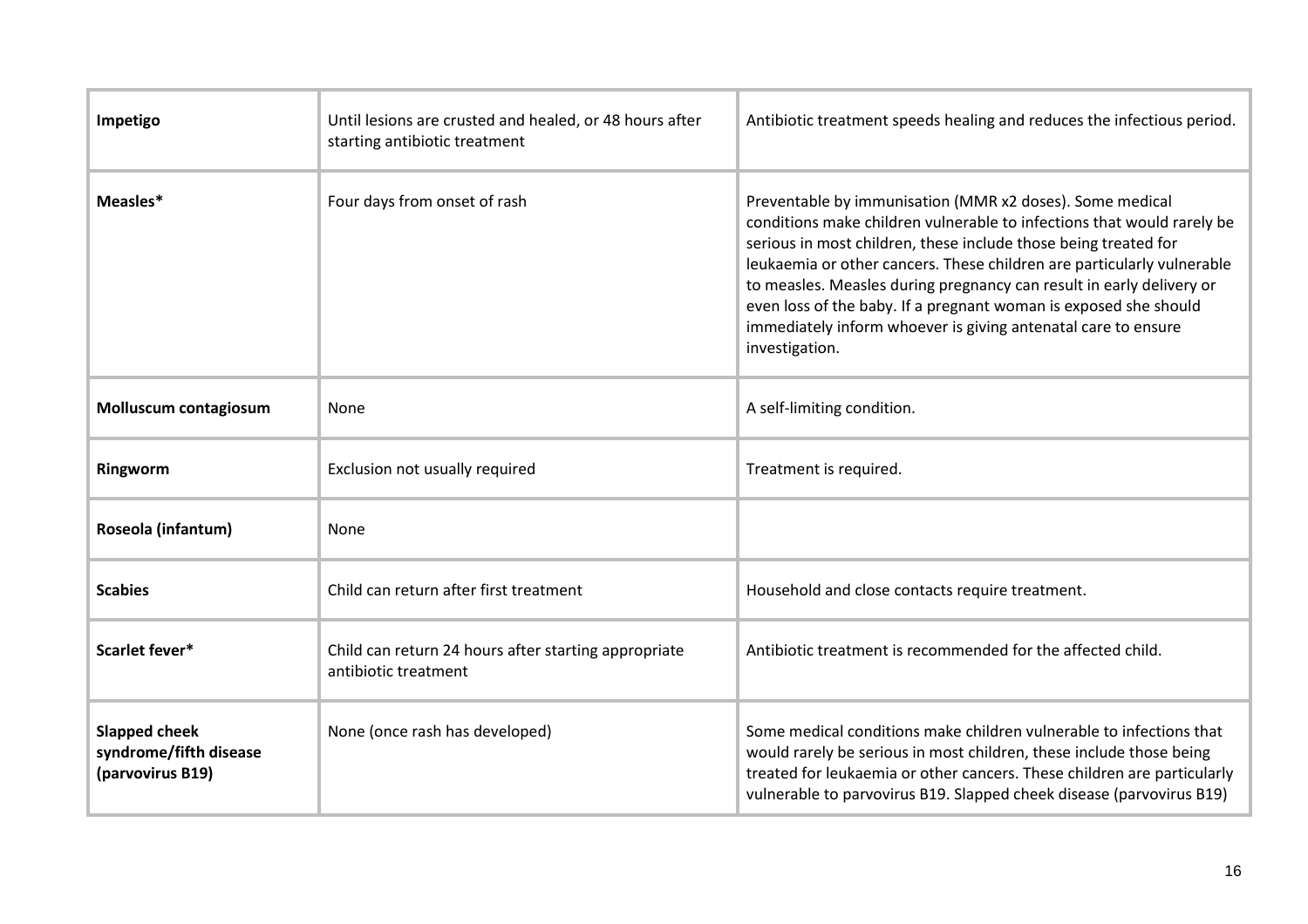| | | |
|---|---|---|
| **Impetigo** | Until lesions are crusted and healed, or 48 hours after starting antibiotic treatment | Antibiotic treatment speeds healing and reduces the infectious period. |
| **Measles*** | Four days from onset of rash | Preventable by immunisation (MMR x2 doses). Some medical conditions make children vulnerable to infections that would rarely be serious in most children, these include those being treated for leukaemia or other cancers. These children are particularly vulnerable to measles. Measles during pregnancy can result in early delivery or even loss of the baby. If a pregnant woman is exposed she should immediately inform whoever is giving antenatal care to ensure investigation. |
| **Molluscum contagiosum** | None | A self-limiting condition. |
| **Ringworm** | Exclusion not usually required | Treatment is required. |
| **Roseola (infantum)** | None | |
| **Scabies** | Child can return after first treatment | Household and close contacts require treatment. |
| **Scarlet fever*** | Child can return 24 hours after starting appropriate antibiotic treatment | Antibiotic treatment is recommended for the affected child. |
| **Slapped cheek syndrome/fifth disease (parvovirus B19)** | None (once rash has developed) | Some medical conditions make children vulnerable to infections that would rarely be serious in most children, these include those being treated for leukaemia or other cancers. These children are particularly vulnerable to parvovirus B19. Slapped cheek disease (parvovirus B19) |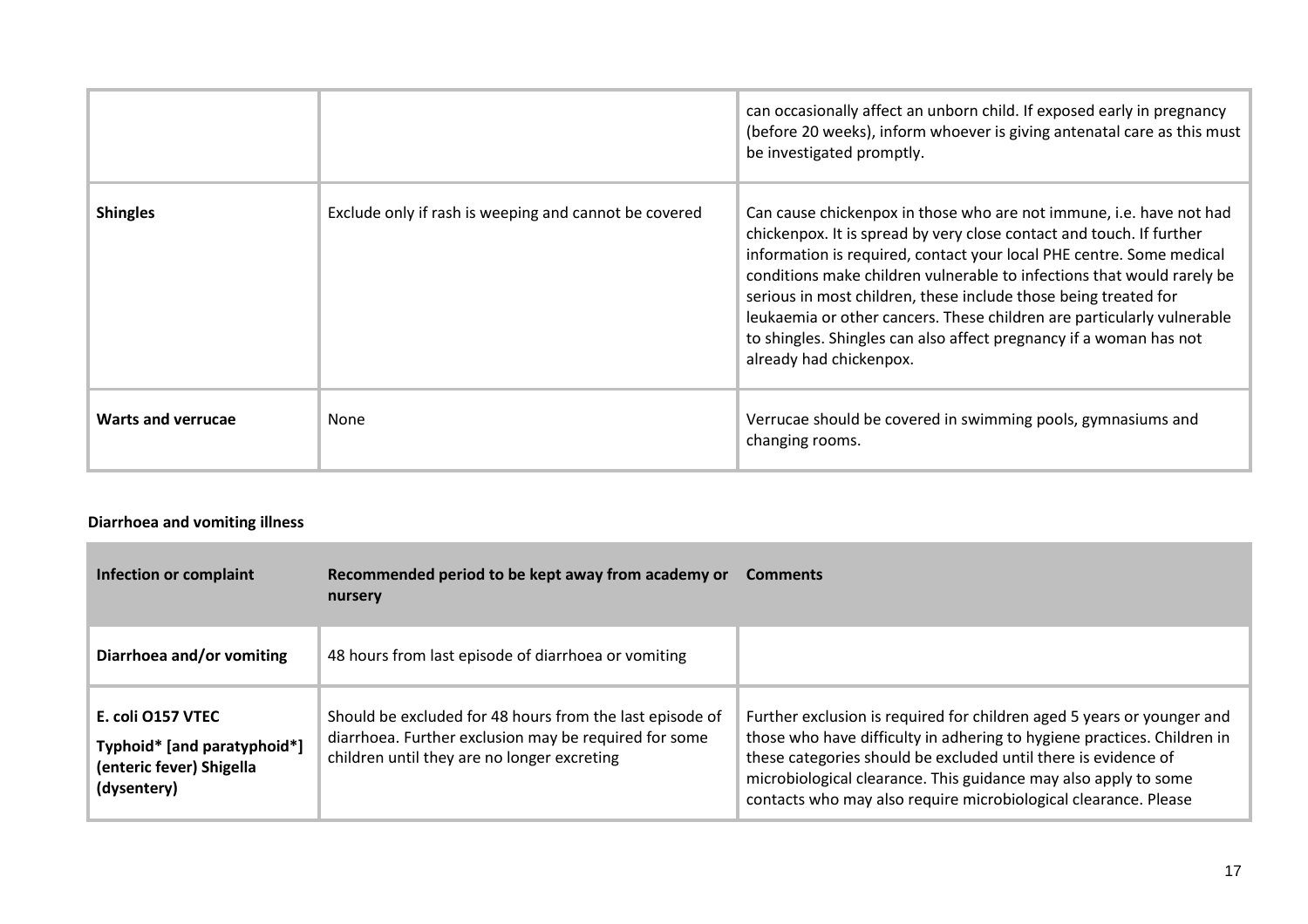| | | |
|---|---|---|
| | | can occasionally affect an unborn child. If exposed early in pregnancy (before 20 weeks), inform whoever is giving antenatal care as this must be investigated promptly. |
| **Shingles** | Exclude only if rash is weeping and cannot be covered | Can cause chickenpox in those who are not immune, i.e. have not had chickenpox. It is spread by very close contact and touch. If further information is required, contact your local PHE centre. Some medical conditions make children vulnerable to infections that would rarely be serious in most children, these include those being treated for leukaemia or other cancers. These children are particularly vulnerable to shingles. Shingles can also affect pregnancy if a woman has not already had chickenpox. |
| **Warts and verrucae** | None | Verrucae should be covered in swimming pools, gymnasiums and changing rooms. |

**Diarrhoea and vomiting illness**

| Infection or complaint | Recommended period to be kept away from academy or nursery | Comments |
|---|---|---|
| **Diarrhoea and/or vomiting** | 48 hours from last episode of diarrhoea or vomiting | |
| **E. coli O157 VTEC Typhoid* [and paratyphoid*] (enteric fever) Shigella (dysentery)** | Should be excluded for 48 hours from the last episode of diarrhoea. Further exclusion may be required for some children until they are no longer excreting | Further exclusion is required for children aged 5 years or younger and those who have difficulty in adhering to hygiene practices. Children in these categories should be excluded until there is evidence of microbiological clearance. This guidance may also apply to some contacts who may also require microbiological clearance. Please |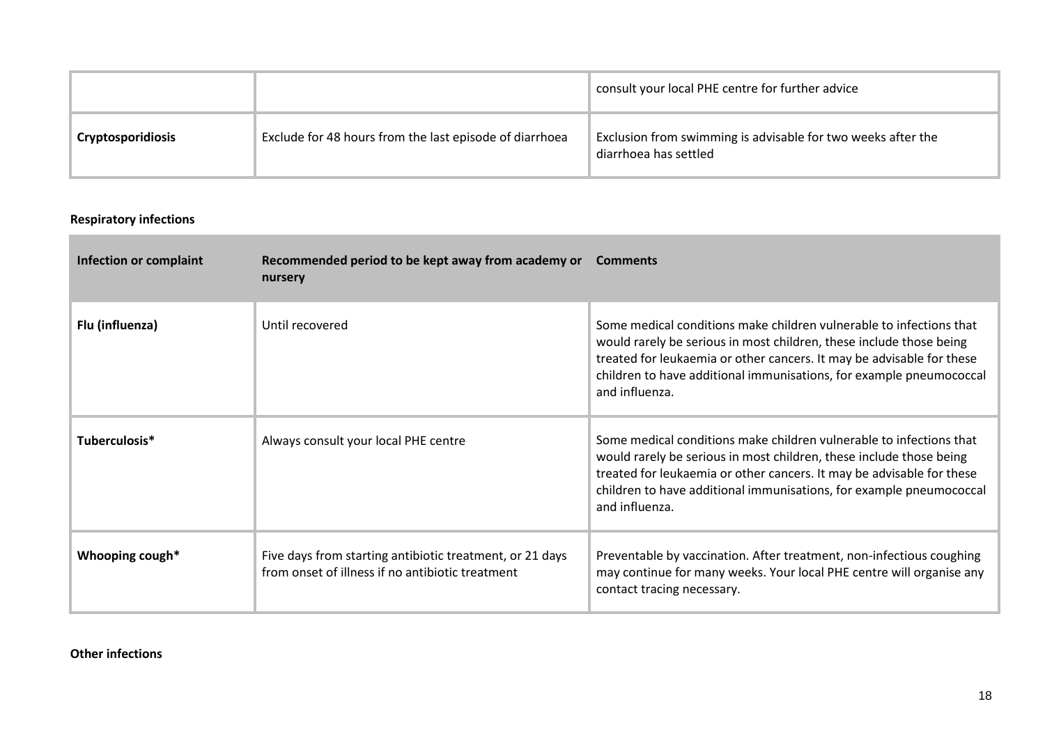| | | |
|---|---|---|
| | | consult your local PHE centre for further advice |
| **Cryptosporidiosis** | Exclude for 48 hours from the last episode of diarrhoea | Exclusion from swimming is advisable for two weeks after the diarrhoea has settled |

**Respiratory infections**

| Infection or complaint | Recommended period to be kept away from academy or nursery | Comments |
|---|---|---|
| **Flu (influenza)** | Until recovered | Some medical conditions make children vulnerable to infections that would rarely be serious in most children, these include those being treated for leukaemia or other cancers. It may be advisable for these children to have additional immunisations, for example pneumococcal and influenza. |
| **Tuberculosis*** | Always consult your local PHE centre | Some medical conditions make children vulnerable to infections that would rarely be serious in most children, these include those being treated for leukaemia or other cancers. It may be advisable for these children to have additional immunisations, for example pneumococcal and influenza. |
| **Whooping cough*** | Five days from starting antibiotic treatment, or 21 days from onset of illness if no antibiotic treatment | Preventable by vaccination. After treatment, non-infectious coughing may continue for many weeks. Your local PHE centre will organise any contact tracing necessary. |

**Other infections**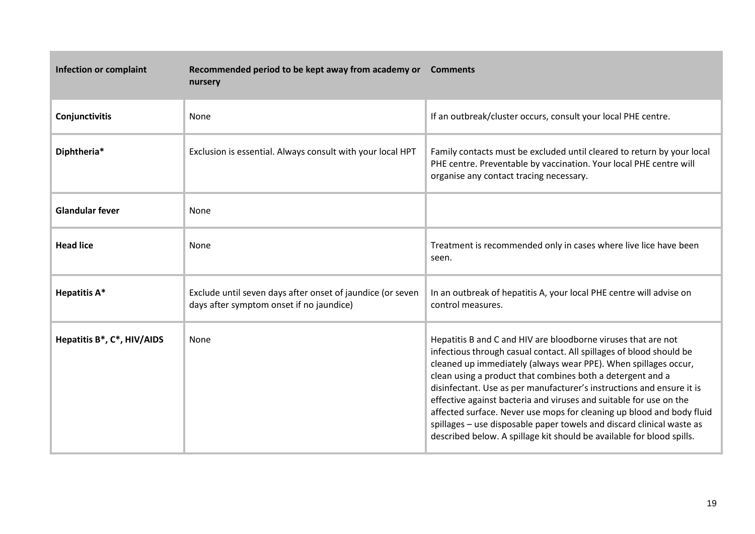| Infection or complaint | Recommended period to be kept away from academy or nursery | Comments |
| --- | --- | --- |
| **Conjunctivitis** | None | If an outbreak/cluster occurs, consult your local PHE centre. |
| **Diphtheria*** | Exclusion is essential. Always consult with your local HPT | Family contacts must be excluded until cleared to return by your local PHE centre. Preventable by vaccination. Your local PHE centre will organise any contact tracing necessary. |
| **Glandular fever** | None | |
| **Head lice** | None | Treatment is recommended only in cases where live lice have been seen. |
| **Hepatitis A*** | Exclude until seven days after onset of jaundice (or seven days after symptom onset if no jaundice) | In an outbreak of hepatitis A, your local PHE centre will advise on control measures. |
| **Hepatitis B*, C*, HIV/AIDS** | None | Hepatitis B and C and HIV are bloodborne viruses that are not infectious through casual contact. All spillages of blood should be cleaned up immediately (always wear PPE). When spillages occur, clean using a product that combines both a detergent and a disinfectant. Use as per manufacturer's instructions and ensure it is effective against bacteria and viruses and suitable for use on the affected surface. Never use mops for cleaning up blood and body fluid spillages – use disposable paper towels and discard clinical waste as described below. A spillage kit should be available for blood spills. |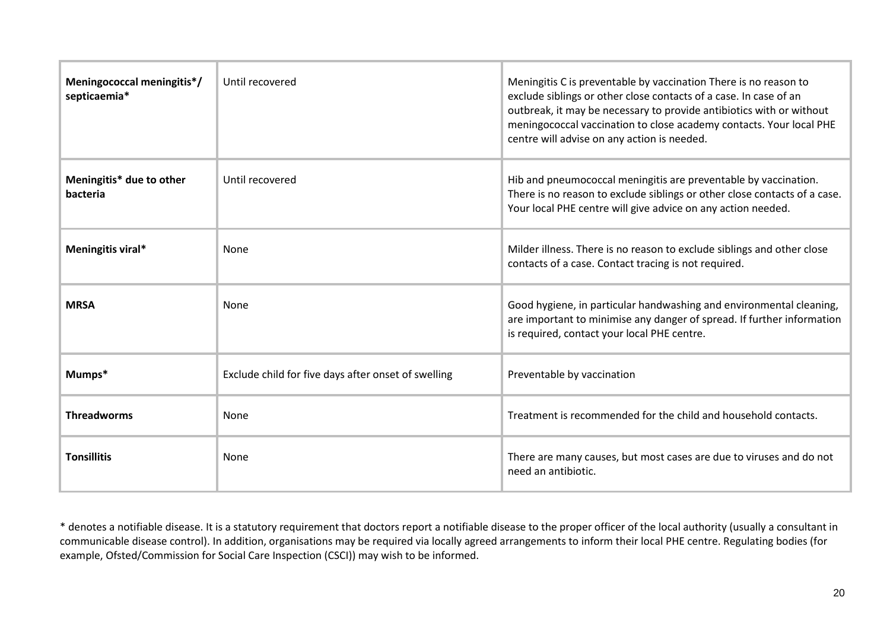| | | |
|---|---|---|
| **Meningococcal meningitis*/ septicaemia*** | Until recovered | Meningitis C is preventable by vaccination There is no reason to exclude siblings or other close contacts of a case. In case of an outbreak, it may be necessary to provide antibiotics with or without meningococcal vaccination to close academy contacts. Your local PHE centre will advise on any action is needed. |
| **Meningitis* due to other bacteria** | Until recovered | Hib and pneumococcal meningitis are preventable by vaccination. There is no reason to exclude siblings or other close contacts of a case. Your local PHE centre will give advice on any action needed. |
| **Meningitis viral*** | None | Milder illness. There is no reason to exclude siblings and other close contacts of a case. Contact tracing is not required. |
| **MRSA** | None | Good hygiene, in particular handwashing and environmental cleaning, are important to minimise any danger of spread. If further information is required, contact your local PHE centre. |
| **Mumps*** | Exclude child for five days after onset of swelling | Preventable by vaccination |
| **Threadworms** | None | Treatment is recommended for the child and household contacts. |
| **Tonsillitis** | None | There are many causes, but most cases are due to viruses and do not need an antibiotic. |

* denotes a notifiable disease. It is a statutory requirement that doctors report a notifiable disease to the proper officer of the local authority (usually a consultant in communicable disease control). In addition, organisations may be required via locally agreed arrangements to inform their local PHE centre. Regulating bodies (for example, Ofsted/Commission for Social Care Inspection (CSCI)) may wish to be informed.